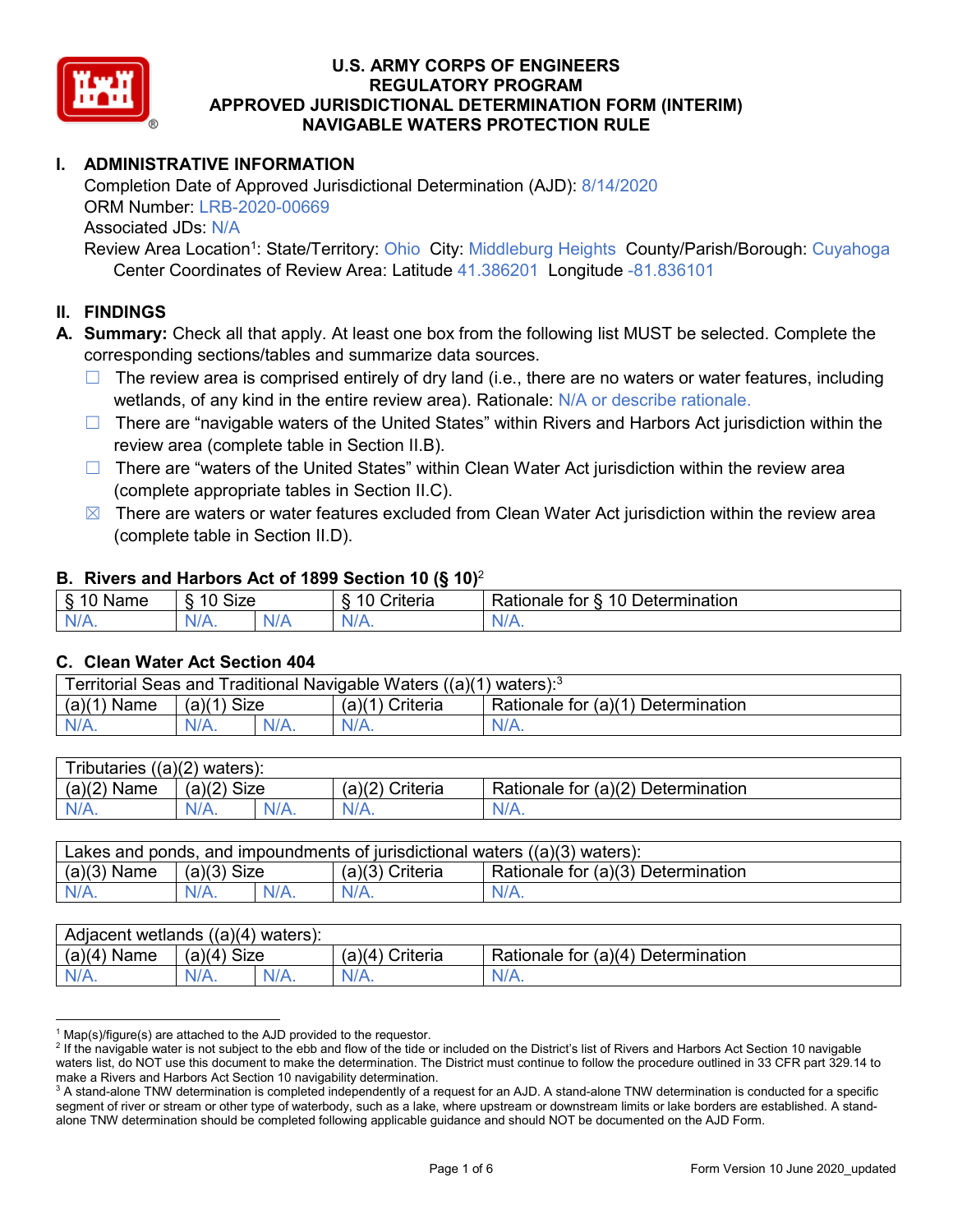# U.S. ARMY CORPS OF ENGINEERS
# REGULATORY PROGRAM
# APPROVED JURISDICTIONAL DETERMINATION FORM (INTERIM)
# NAVIGABLE WATERS PROTECTION RULE

## I. ADMINISTRATIVE INFORMATION

Completion Date of Approved Jurisdictional Determination (AJD): 8/14/2020
ORM Number: LRB-2020-00669
Associated JDs: N/A
Review Area Location[1]: State/Territory: Ohio City: Middleburg Heights County/Parish/Borough: Cuyahoga
Center Coordinates of Review Area: Latitude 41.386201 Longitude -81.836101

## II. FINDINGS

**A. Summary:** Check all that apply. At least one box from the following list MUST be selected. Complete the corresponding sections/tables and summarize data sources.

- ☐ The review area is comprised entirely of dry land (i.e., there are no waters or water features, including wetlands, of any kind in the entire review area). Rationale: N/A or describe rationale.
- ☐ There are "navigable waters of the United States" within Rivers and Harbors Act jurisdiction within the review area (complete table in Section II.B).
- ☐ There are "waters of the United States" within Clean Water Act jurisdiction within the review area (complete appropriate tables in Section II.C).
- ☒ There are waters or water features excluded from Clean Water Act jurisdiction within the review area (complete table in Section II.D).

### B. Rivers and Harbors Act of 1899 Section 10 (§ 10)[2]

| § 10 Name | § 10 Size | | § 10 Criteria | Rationale for § 10 Determination |
|---|---|---|---|---|
| N/A. | N/A. | N/A | N/A. | N/A. |

### C. Clean Water Act Section 404

| Territorial Seas and Traditional Navigable Waters ((a)(1) waters):[3] | | | | |
|---|---|---|---|---|
| (a)(1) Name | (a)(1) Size | | (a)(1) Criteria | Rationale for (a)(1) Determination |
| N/A. | N/A. | N/A. | N/A. | N/A. |

| Tributaries ((a)(2) waters): | | | | |
|---|---|---|---|---|
| (a)(2) Name | (a)(2) Size | | (a)(2) Criteria | Rationale for (a)(2) Determination |
| N/A. | N/A. | N/A. | N/A. | N/A. |

| Lakes and ponds, and impoundments of jurisdictional waters ((a)(3) waters): | | | | |
|---|---|---|---|---|
| (a)(3) Name | (a)(3) Size | | (a)(3) Criteria | Rationale for (a)(3) Determination |
| N/A. | N/A. | N/A. | N/A. | N/A. |

| Adjacent wetlands ((a)(4) waters): | | | | |
|---|---|---|---|---|
| (a)(4) Name | (a)(4) Size | | (a)(4) Criteria | Rationale for (a)(4) Determination |
| N/A. | N/A. | N/A. | N/A. | N/A. |

---

[1] Map(s)/figure(s) are attached to the AJD provided to the requestor.
[2] If the navigable water is not subject to the ebb and flow of the tide or included on the District's list of Rivers and Harbors Act Section 10 navigable waters list, do NOT use this document to make the determination. The District must continue to follow the procedure outlined in 33 CFR part 329.14 to make a Rivers and Harbors Act Section 10 navigability determination.
[3] A stand-alone TNW determination is completed independently of a request for an AJD. A stand-alone TNW determination is conducted for a specific segment of river or stream or other type of waterbody, such as a lake, where upstream or downstream limits or lake borders are established. A stand-alone TNW determination should be completed following applicable guidance and should NOT be documented on the AJD Form.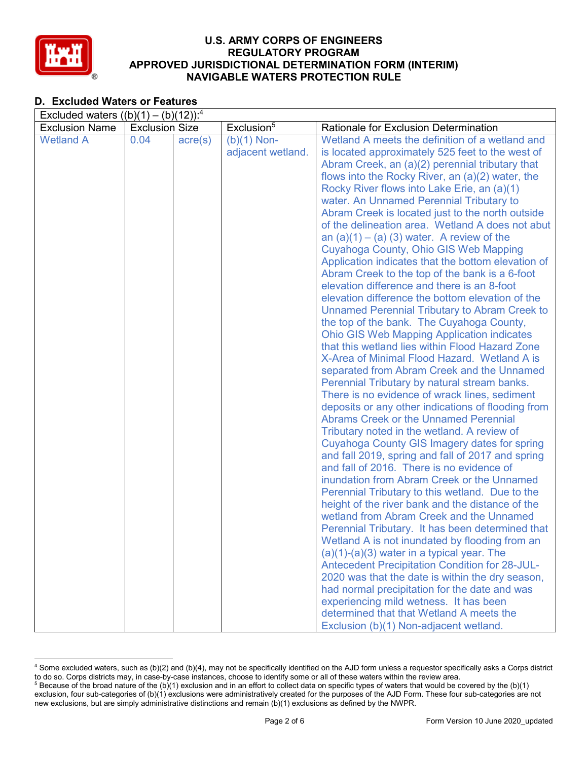## D. Excluded Waters or Features

| Excluded waters ((b)(1) – (b)(12)):[4] | | | | |
|---|---|---|---|---|
| Exclusion Name | Exclusion Size | | Exclusion[5] | Rationale for Exclusion Determination |
| Wetland A | 0.04 | acre(s) | (b)(1) Non-adjacent wetland. | Wetland A meets the definition of a wetland and is located approximately 525 feet to the west of Abram Creek, an (a)(2) perennial tributary that flows into the Rocky River, an (a)(2) water, the Rocky River flows into Lake Erie, an (a)(1) water. An Unnamed Perennial Tributary to Abram Creek is located just to the north outside of the delineation area. Wetland A does not abut an (a)(1) – (a) (3) water. A review of the Cuyahoga County, Ohio GIS Web Mapping Application indicates that the bottom elevation of Abram Creek to the top of the bank is a 6-foot elevation difference and there is an 8-foot elevation difference the bottom elevation of the Unnamed Perennial Tributary to Abram Creek to the top of the bank. The Cuyahoga County, Ohio GIS Web Mapping Application indicates that this wetland lies within Flood Hazard Zone X-Area of Minimal Flood Hazard. Wetland A is separated from Abram Creek and the Unnamed Perennial Tributary by natural stream banks. There is no evidence of wrack lines, sediment deposits or any other indications of flooding from Abrams Creek or the Unnamed Perennial Tributary noted in the wetland. A review of Cuyahoga County GIS Imagery dates for spring and fall 2019, spring and fall of 2017 and spring and fall of 2016. There is no evidence of inundation from Abram Creek or the Unnamed Perennial Tributary to this wetland. Due to the height of the river bank and the distance of the wetland from Abram Creek and the Unnamed Perennial Tributary. It has been determined that Wetland A is not inundated by flooding from an (a)(1)-(a)(3) water in a typical year. The Antecedent Precipitation Condition for 28-JUL-2020 was that the date is within the dry season, had normal precipitation for the date and was experiencing mild wetness. It has been determined that that Wetland A meets the Exclusion (b)(1) Non-adjacent wetland. |

[4] Some excluded waters, such as (b)(2) and (b)(4), may not be specifically identified on the AJD form unless a requestor specifically asks a Corps district to do so. Corps districts may, in case-by-case instances, choose to identify some or all of these waters within the review area.

[5] Because of the broad nature of the (b)(1) exclusion and in an effort to collect data on specific types of waters that would be covered by the (b)(1) exclusion, four sub-categories of (b)(1) exclusions were administratively created for the purposes of the AJD Form. These four sub-categories are not new exclusions, but are simply administrative distinctions and remain (b)(1) exclusions as defined by the NWPR.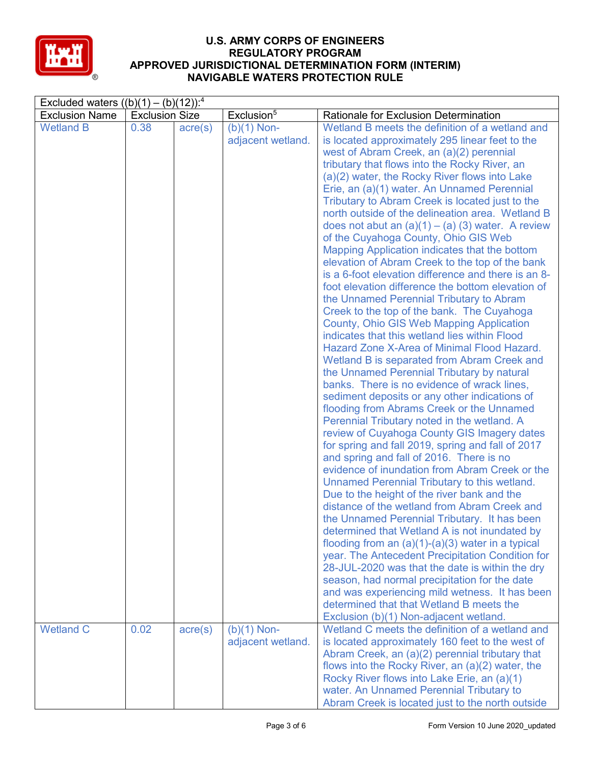| Excluded waters ((b)(1) – (b)(12)):[4] | | | | |
|---|---|---|---|---|
| Exclusion Name | Exclusion Size | | Exclusion[5] | Rationale for Exclusion Determination |
| Wetland B | 0.38 | acre(s) | (b)(1) Non-adjacent wetland. | Wetland B meets the definition of a wetland and is located approximately 295 linear feet to the west of Abram Creek, an (a)(2) perennial tributary that flows into the Rocky River, an (a)(2) water, the Rocky River flows into Lake Erie, an (a)(1) water. An Unnamed Perennial Tributary to Abram Creek is located just to the north outside of the delineation area. Wetland B does not abut an (a)(1) – (a) (3) water. A review of the Cuyahoga County, Ohio GIS Web Mapping Application indicates that the bottom elevation of Abram Creek to the top of the bank is a 6-foot elevation difference and there is an 8-foot elevation difference the bottom elevation of the Unnamed Perennial Tributary to Abram Creek to the top of the bank. The Cuyahoga County, Ohio GIS Web Mapping Application indicates that this wetland lies within Flood Hazard Zone X-Area of Minimal Flood Hazard. Wetland B is separated from Abram Creek and the Unnamed Perennial Tributary by natural banks. There is no evidence of wrack lines, sediment deposits or any other indications of flooding from Abrams Creek or the Unnamed Perennial Tributary noted in the wetland. A review of Cuyahoga County GIS Imagery dates for spring and fall 2019, spring and fall of 2017 and spring and fall of 2016. There is no evidence of inundation from Abram Creek or the Unnamed Perennial Tributary to this wetland. Due to the height of the river bank and the distance of the wetland from Abram Creek and the Unnamed Perennial Tributary. It has been determined that Wetland A is not inundated by flooding from an (a)(1)-(a)(3) water in a typical year. The Antecedent Precipitation Condition for 28-JUL-2020 was that the date is within the dry season, had normal precipitation for the date and was experiencing mild wetness. It has been determined that that Wetland B meets the Exclusion (b)(1) Non-adjacent wetland. |
| Wetland C | 0.02 | acre(s) | (b)(1) Non-adjacent wetland. | Wetland C meets the definition of a wetland and is located approximately 160 feet to the west of Abram Creek, an (a)(2) perennial tributary that flows into the Rocky River, an (a)(2) water, the Rocky River flows into Lake Erie, an (a)(1) water. An Unnamed Perennial Tributary to Abram Creek is located just to the north outside |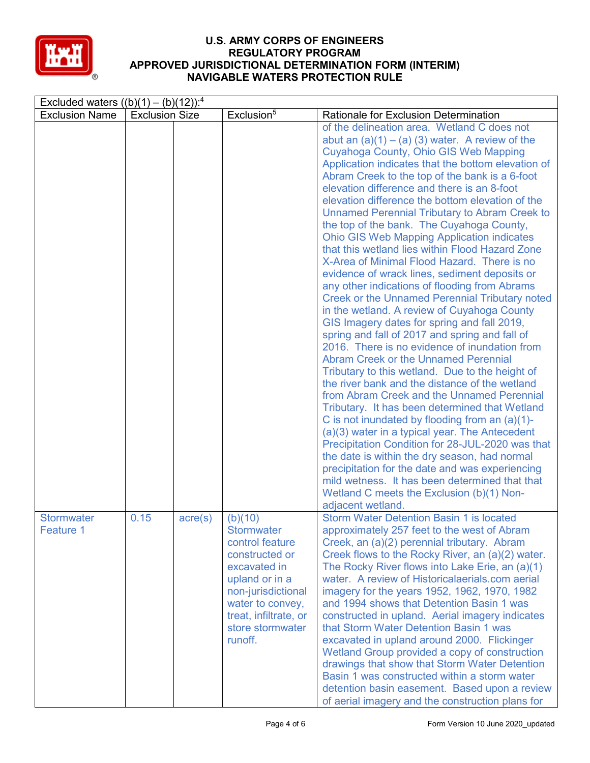| Excluded waters ((b)(1) – (b)(12)):[4] | | | | |
|---|---|---|---|---|
| Exclusion Name | Exclusion Size | | Exclusion[5] | Rationale for Exclusion Determination |
| | | | | of the delineation area. Wetland C does not abut an (a)(1) – (a) (3) water. A review of the Cuyahoga County, Ohio GIS Web Mapping Application indicates that the bottom elevation of Abram Creek to the top of the bank is a 6-foot elevation difference and there is an 8-foot elevation difference the bottom elevation of the Unnamed Perennial Tributary to Abram Creek to the top of the bank. The Cuyahoga County, Ohio GIS Web Mapping Application indicates that this wetland lies within Flood Hazard Zone X-Area of Minimal Flood Hazard. There is no evidence of wrack lines, sediment deposits or any other indications of flooding from Abrams Creek or the Unnamed Perennial Tributary noted in the wetland. A review of Cuyahoga County GIS Imagery dates for spring and fall 2019, spring and fall of 2017 and spring and fall of 2016. There is no evidence of inundation from Abram Creek or the Unnamed Perennial Tributary to this wetland. Due to the height of the river bank and the distance of the wetland from Abram Creek and the Unnamed Perennial Tributary. It has been determined that Wetland C is not inundated by flooding from an (a)(1)-(a)(3) water in a typical year. The Antecedent Precipitation Condition for 28-JUL-2020 was that the date is within the dry season, had normal precipitation for the date and was experiencing mild wetness. It has been determined that that Wetland C meets the Exclusion (b)(1) Non-adjacent wetland. |
| Stormwater Feature 1 | 0.15 | acre(s) | (b)(10) Stormwater control feature constructed or excavated in upland or in a non-jurisdictional water to convey, treat, infiltrate, or store stormwater runoff. | Storm Water Detention Basin 1 is located approximately 257 feet to the west of Abram Creek, an (a)(2) perennial tributary. Abram Creek flows to the Rocky River, an (a)(2) water. The Rocky River flows into Lake Erie, an (a)(1) water. A review of Historicalaerials.com aerial imagery for the years 1952, 1962, 1970, 1982 and 1994 shows that Detention Basin 1 was constructed in upland. Aerial imagery indicates that Storm Water Detention Basin 1 was excavated in upland around 2000. Flickinger Wetland Group provided a copy of construction drawings that show that Storm Water Detention Basin 1 was constructed within a storm water detention basin easement. Based upon a review of aerial imagery and the construction plans for |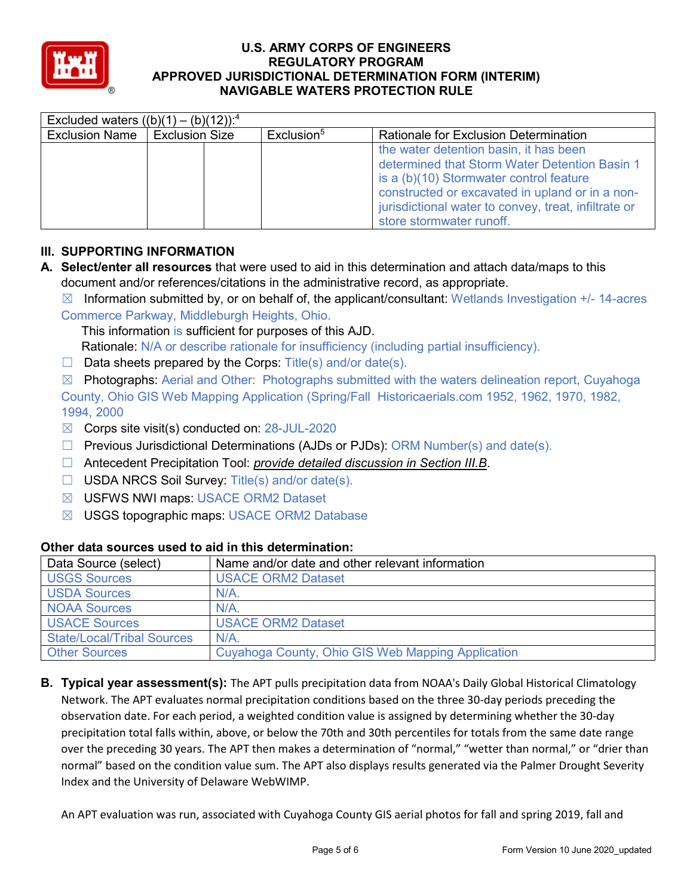| Excluded waters ((b)(1) – (b)(12)):[4] | | | | |
|---|---|---|---|---|
| Exclusion Name | Exclusion Size | | Exclusion[5] | Rationale for Exclusion Determination |
| | | | | the water detention basin, it has been determined that Storm Water Detention Basin 1 is a (b)(10) Stormwater control feature constructed or excavated in upland or in a non-jurisdictional water to convey, treat, infiltrate or store stormwater runoff. |

## III. SUPPORTING INFORMATION

**A. Select/enter all resources** that were used to aid in this determination and attach data/maps to this document and/or references/citations in the administrative record, as appropriate.

☒ Information submitted by, or on behalf of, the applicant/consultant: Wetlands Investigation +/- 14-acres Commerce Parkway, Middleburgh Heights, Ohio.

This information is sufficient for purposes of this AJD.

Rationale: N/A or describe rationale for insufficiency (including partial insufficiency).

☐ Data sheets prepared by the Corps: Title(s) and/or date(s).

☒ Photographs: Aerial and Other: Photographs submitted with the waters delineation report, Cuyahoga County, Ohio GIS Web Mapping Application (Spring/Fall Historicaerials.com 1952, 1962, 1970, 1982, 1994, 2000

☒ Corps site visit(s) conducted on: 28-JUL-2020

☐ Previous Jurisdictional Determinations (AJDs or PJDs): ORM Number(s) and date(s).

☐ Antecedent Precipitation Tool: *provide detailed discussion in Section III.B*.

☐ USDA NRCS Soil Survey: Title(s) and/or date(s).

☒ USFWS NWI maps: USACE ORM2 Dataset

☒ USGS topographic maps: USACE ORM2 Database

### Other data sources used to aid in this determination:

| Data Source (select) | Name and/or date and other relevant information |
|---|---|
| USGS Sources | USACE ORM2 Dataset |
| USDA Sources | N/A. |
| NOAA Sources | N/A. |
| USACE Sources | USACE ORM2 Dataset |
| State/Local/Tribal Sources | N/A. |
| Other Sources | Cuyahoga County, Ohio GIS Web Mapping Application |

**B. Typical year assessment(s):** The APT pulls precipitation data from NOAA's Daily Global Historical Climatology Network. The APT evaluates normal precipitation conditions based on the three 30-day periods preceding the observation date. For each period, a weighted condition value is assigned by determining whether the 30-day precipitation total falls within, above, or below the 70th and 30th percentiles for totals from the same date range over the preceding 30 years. The APT then makes a determination of "normal," "wetter than normal," or "drier than normal" based on the condition value sum. The APT also displays results generated via the Palmer Drought Severity Index and the University of Delaware WebWIMP.

An APT evaluation was run, associated with Cuyahoga County GIS aerial photos for fall and spring 2019, fall and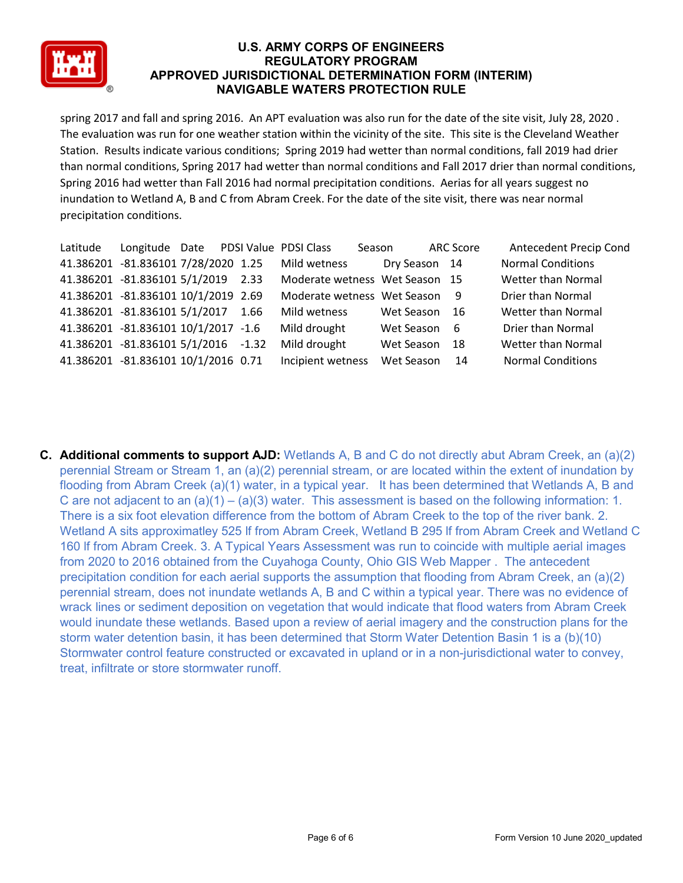spring 2017 and fall and spring 2016. An APT evaluation was also run for the date of the site visit, July 28, 2020 . The evaluation was run for one weather station within the vicinity of the site. This site is the Cleveland Weather Station. Results indicate various conditions; Spring 2019 had wetter than normal conditions, fall 2019 had drier than normal conditions, Spring 2017 had wetter than normal conditions and Fall 2017 drier than normal conditions, Spring 2016 had wetter than Fall 2016 had normal precipitation conditions. Aerias for all years suggest no inundation to Wetland A, B and C from Abram Creek. For the date of the site visit, there was near normal precipitation conditions.

| Latitude | Longitude | Date | PDSI Value | PDSI Class | Season | ARC Score | Antecedent Precip Cond |
|---|---|---|---|---|---|---|---|
| 41.386201 | -81.836101 | 7/28/2020 | 1.25 | Mild wetness | Dry Season | 14 | Normal Conditions |
| 41.386201 | -81.836101 | 5/1/2019 | 2.33 | Moderate wetness | Wet Season | 15 | Wetter than Normal |
| 41.386201 | -81.836101 | 10/1/2019 | 2.69 | Moderate wetness | Wet Season | 9 | Drier than Normal |
| 41.386201 | -81.836101 | 5/1/2017 | 1.66 | Mild wetness | Wet Season | 16 | Wetter than Normal |
| 41.386201 | -81.836101 | 10/1/2017 | -1.6 | Mild drought | Wet Season | 6 | Drier than Normal |
| 41.386201 | -81.836101 | 5/1/2016 | -1.32 | Mild drought | Wet Season | 18 | Wetter than Normal |
| 41.386201 | -81.836101 | 10/1/2016 | 0.71 | Incipient wetness | Wet Season | 14 | Normal Conditions |

**C. Additional comments to support AJD:** Wetlands A, B and C do not directly abut Abram Creek, an (a)(2) perennial Stream or Stream 1, an (a)(2) perennial stream, or are located within the extent of inundation by flooding from Abram Creek (a)(1) water, in a typical year. It has been determined that Wetlands A, B and C are not adjacent to an (a)(1) – (a)(3) water. This assessment is based on the following information: 1. There is a six foot elevation difference from the bottom of Abram Creek to the top of the river bank. 2. Wetland A sits approximatley 525 lf from Abram Creek, Wetland B 295 lf from Abram Creek and Wetland C 160 lf from Abram Creek. 3. A Typical Years Assessment was run to coincide with multiple aerial images from 2020 to 2016 obtained from the Cuyahoga County, Ohio GIS Web Mapper . The antecedent precipitation condition for each aerial supports the assumption that flooding from Abram Creek, an (a)(2) perennial stream, does not inundate wetlands A, B and C within a typical year. There was no evidence of wrack lines or sediment deposition on vegetation that would indicate that flood waters from Abram Creek would inundate these wetlands. Based upon a review of aerial imagery and the construction plans for the storm water detention basin, it has been determined that Storm Water Detention Basin 1 is a (b)(10) Stormwater control feature constructed or excavated in upland or in a non-jurisdictional water to convey, treat, infiltrate or store stormwater runoff.